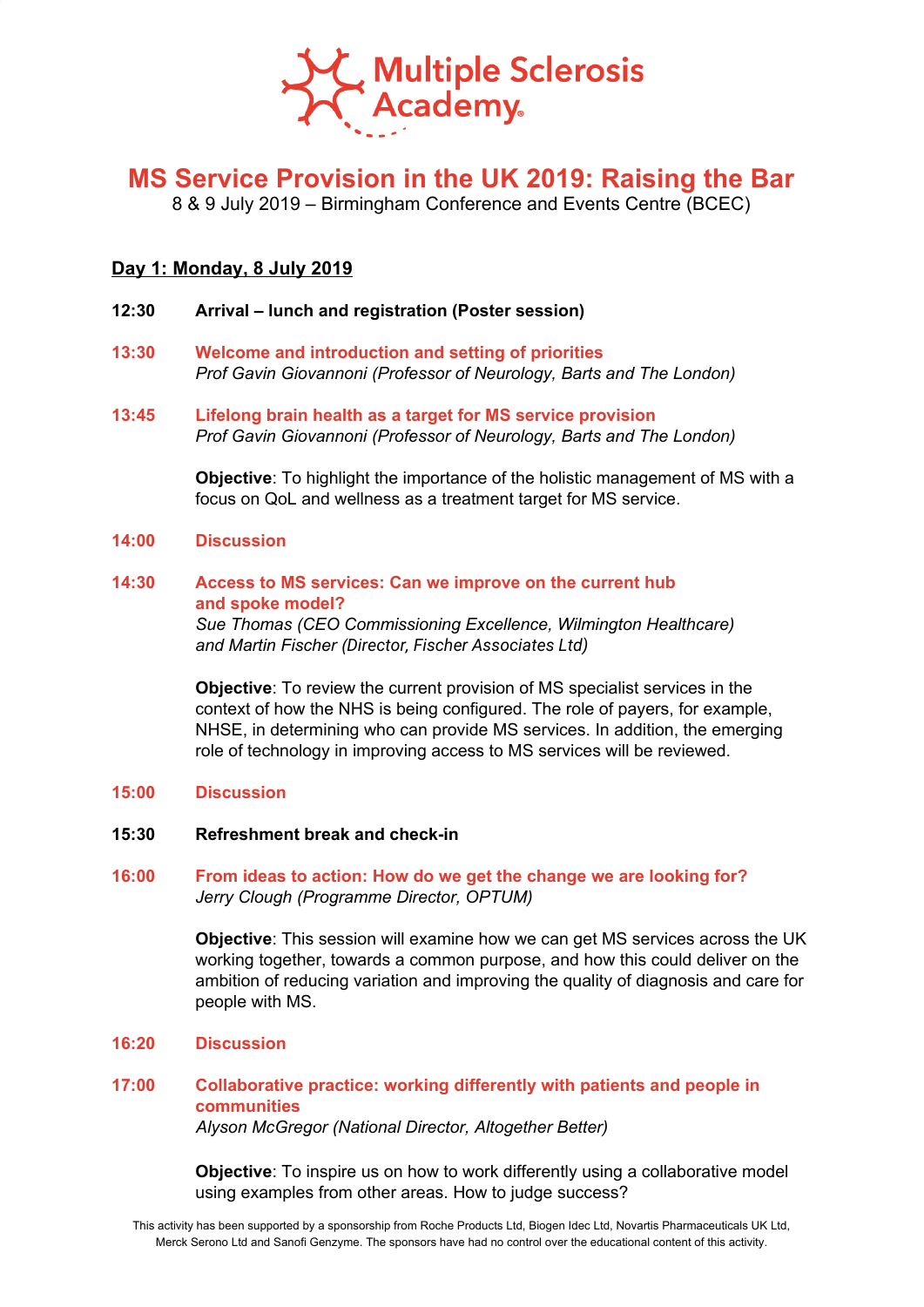Multiple Sclerosis Academy

# MS Service Provision in the UK 2019: Raising the Bar

8 & 9 July 2019 – Birmingham Conference and Events Centre (BCEC)

## Day 1: Monday, 8 July 2019

**12:30 Arrival – lunch and registration (Poster session)**

**13:30 Welcome and introduction and setting of priorities**
*Prof Gavin Giovannoni (Professor of Neurology, Barts and The London)*

**13:45 Lifelong brain health as a target for MS service provision**
*Prof Gavin Giovannoni (Professor of Neurology, Barts and The London)*

**Objective**: To highlight the importance of the holistic management of MS with a focus on QoL and wellness as a treatment target for MS service.

**14:00 Discussion**

**14:30 Access to MS services: Can we improve on the current hub and spoke model?**
*Sue Thomas (CEO Commissioning Excellence, Wilmington Healthcare) and Martin Fischer (Director, Fischer Associates Ltd)*

**Objective**: To review the current provision of MS specialist services in the context of how the NHS is being configured. The role of payers, for example, NHSE, in determining who can provide MS services. In addition, the emerging role of technology in improving access to MS services will be reviewed.

**15:00 Discussion**

**15:30 Refreshment break and check-in**

**16:00 From ideas to action: How do we get the change we are looking for?**
*Jerry Clough (Programme Director, OPTUM)*

**Objective**: This session will examine how we can get MS services across the UK working together, towards a common purpose, and how this could deliver on the ambition of reducing variation and improving the quality of diagnosis and care for people with MS.

**16:20 Discussion**

**17:00 Collaborative practice: working differently with patients and people in communities**
*Alyson McGregor (National Director, Altogether Better)*

**Objective**: To inspire us on how to work differently using a collaborative model using examples from other areas. How to judge success?

This activity has been supported by a sponsorship from Roche Products Ltd, Biogen Idec Ltd, Novartis Pharmaceuticals UK Ltd, Merck Serono Ltd and Sanofi Genzyme. The sponsors have had no control over the educational content of this activity.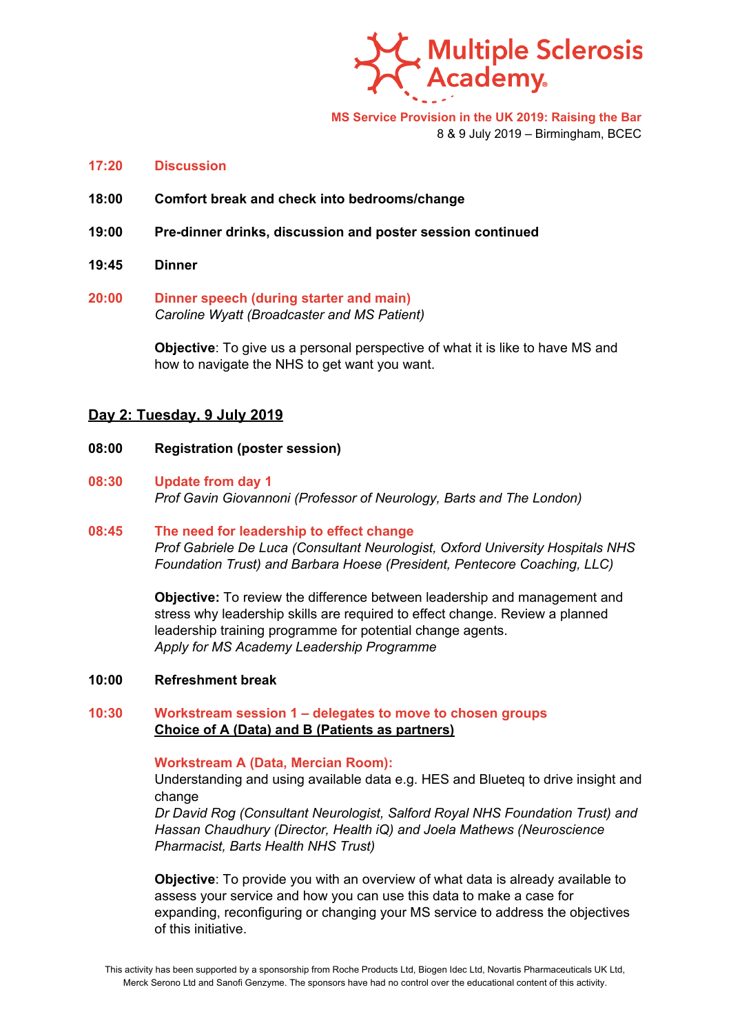**17:20 Discussion**

**18:00 Comfort break and check into bedrooms/change**

**19:00 Pre-dinner drinks, discussion and poster session continued**

**19:45 Dinner**

**20:00 Dinner speech (during starter and main)**
*Caroline Wyatt (Broadcaster and MS Patient)*

**Objective**: To give us a personal perspective of what it is like to have MS and how to navigate the NHS to get want you want.

## Day 2: Tuesday, 9 July 2019

**08:00 Registration (poster session)**

**08:30 Update from day 1**
*Prof Gavin Giovannoni (Professor of Neurology, Barts and The London)*

**08:45 The need for leadership to effect change**
*Prof Gabriele De Luca (Consultant Neurologist, Oxford University Hospitals NHS Foundation Trust) and Barbara Hoese (President, Pentecore Coaching, LLC)*

**Objective:** To review the difference between leadership and management and stress why leadership skills are required to effect change. Review a planned leadership training programme for potential change agents.
*Apply for MS Academy Leadership Programme*

**10:00 Refreshment break**

**10:30 Workstream session 1 – delegates to move to chosen groups**
**Choice of A (Data) and B (Patients as partners)**

**Workstream A (Data, Mercian Room):**
Understanding and using available data e.g. HES and Blueteq to drive insight and change
*Dr David Rog (Consultant Neurologist, Salford Royal NHS Foundation Trust) and Hassan Chaudhury (Director, Health iQ) and Joela Mathews (Neuroscience Pharmacist, Barts Health NHS Trust)*

**Objective**: To provide you with an overview of what data is already available to assess your service and how you can use this data to make a case for expanding, reconfiguring or changing your MS service to address the objectives of this initiative.

This activity has been supported by a sponsorship from Roche Products Ltd, Biogen Idec Ltd, Novartis Pharmaceuticals UK Ltd, Merck Serono Ltd and Sanofi Genzyme. The sponsors have had no control over the educational content of this activity.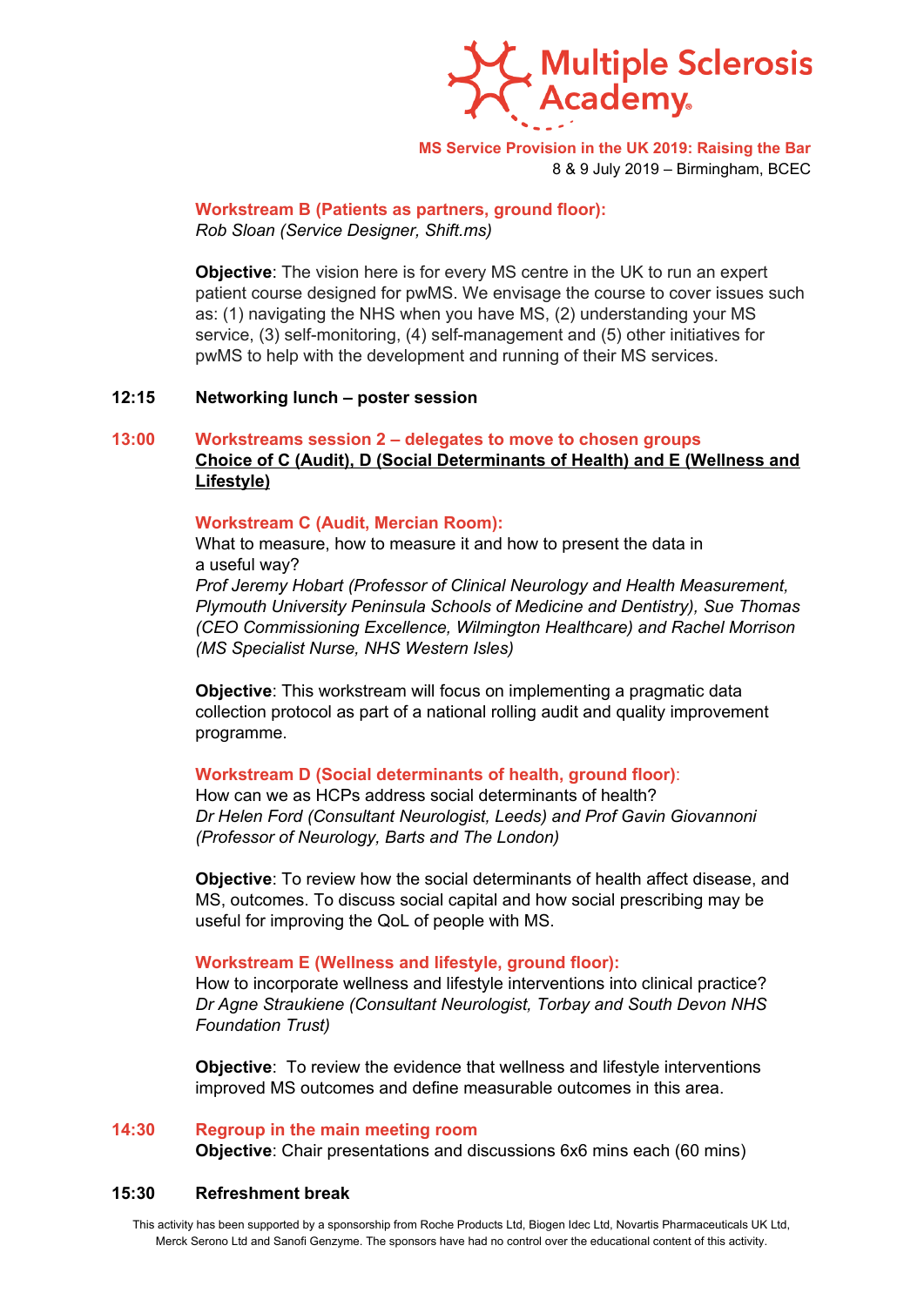**Workstream B (Patients as partners, ground floor):**
*Rob Sloan (Service Designer, Shift.ms)*

**Objective**: The vision here is for every MS centre in the UK to run an expert patient course designed for pwMS. We envisage the course to cover issues such as: (1) navigating the NHS when you have MS, (2) understanding your MS service, (3) self-monitoring, (4) self-management and (5) other initiatives for pwMS to help with the development and running of their MS services.

**12:15 Networking lunch – poster session**

**13:00 Workstreams session 2 – delegates to move to chosen groups**
**Choice of C (Audit), D (Social Determinants of Health) and E (Wellness and Lifestyle)**

**Workstream C (Audit, Mercian Room):**
What to measure, how to measure it and how to present the data in a useful way?
*Prof Jeremy Hobart (Professor of Clinical Neurology and Health Measurement, Plymouth University Peninsula Schools of Medicine and Dentistry), Sue Thomas (CEO Commissioning Excellence, Wilmington Healthcare) and Rachel Morrison (MS Specialist Nurse, NHS Western Isles)*

**Objective**: This workstream will focus on implementing a pragmatic data collection protocol as part of a national rolling audit and quality improvement programme.

**Workstream D (Social determinants of health, ground floor)**:
How can we as HCPs address social determinants of health?
*Dr Helen Ford (Consultant Neurologist, Leeds) and Prof Gavin Giovannoni (Professor of Neurology, Barts and The London)*

**Objective**: To review how the social determinants of health affect disease, and MS, outcomes. To discuss social capital and how social prescribing may be useful for improving the QoL of people with MS.

**Workstream E (Wellness and lifestyle, ground floor):**
How to incorporate wellness and lifestyle interventions into clinical practice?
*Dr Agne Straukiene (Consultant Neurologist, Torbay and South Devon NHS Foundation Trust)*

**Objective**: To review the evidence that wellness and lifestyle interventions improved MS outcomes and define measurable outcomes in this area.

**14:30 Regroup in the main meeting room**
**Objective**: Chair presentations and discussions 6x6 mins each (60 mins)

**15:30 Refreshment break**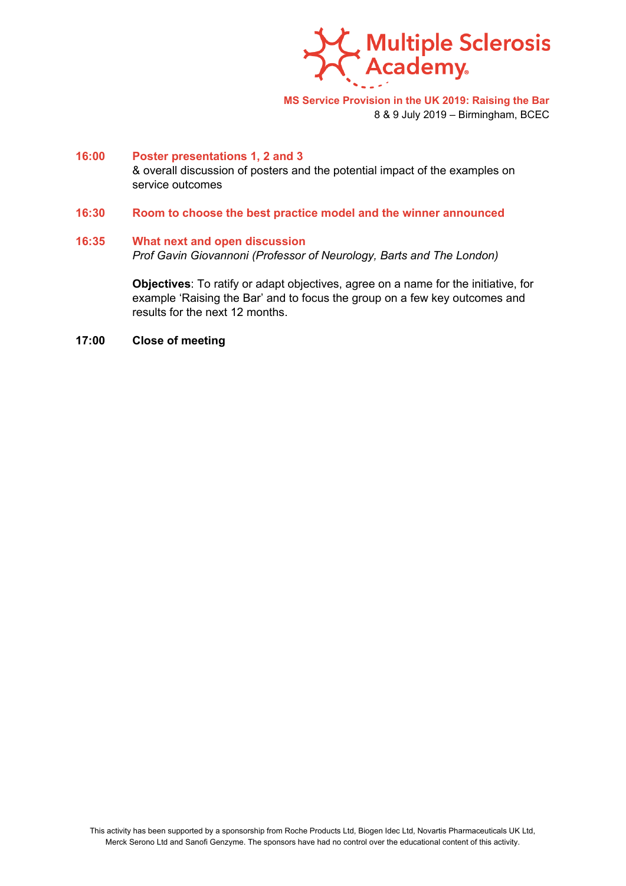**16:00 Poster presentations 1, 2 and 3**
& overall discussion of posters and the potential impact of the examples on service outcomes

**16:30 Room to choose the best practice model and the winner announced**

**16:35 What next and open discussion**
*Prof Gavin Giovannoni (Professor of Neurology, Barts and The London)*

**Objectives**: To ratify or adapt objectives, agree on a name for the initiative, for example 'Raising the Bar' and to focus the group on a few key outcomes and results for the next 12 months.

**17:00 Close of meeting**

This activity has been supported by a sponsorship from Roche Products Ltd, Biogen Idec Ltd, Novartis Pharmaceuticals UK Ltd, Merck Serono Ltd and Sanofi Genzyme. The sponsors have had no control over the educational content of this activity.